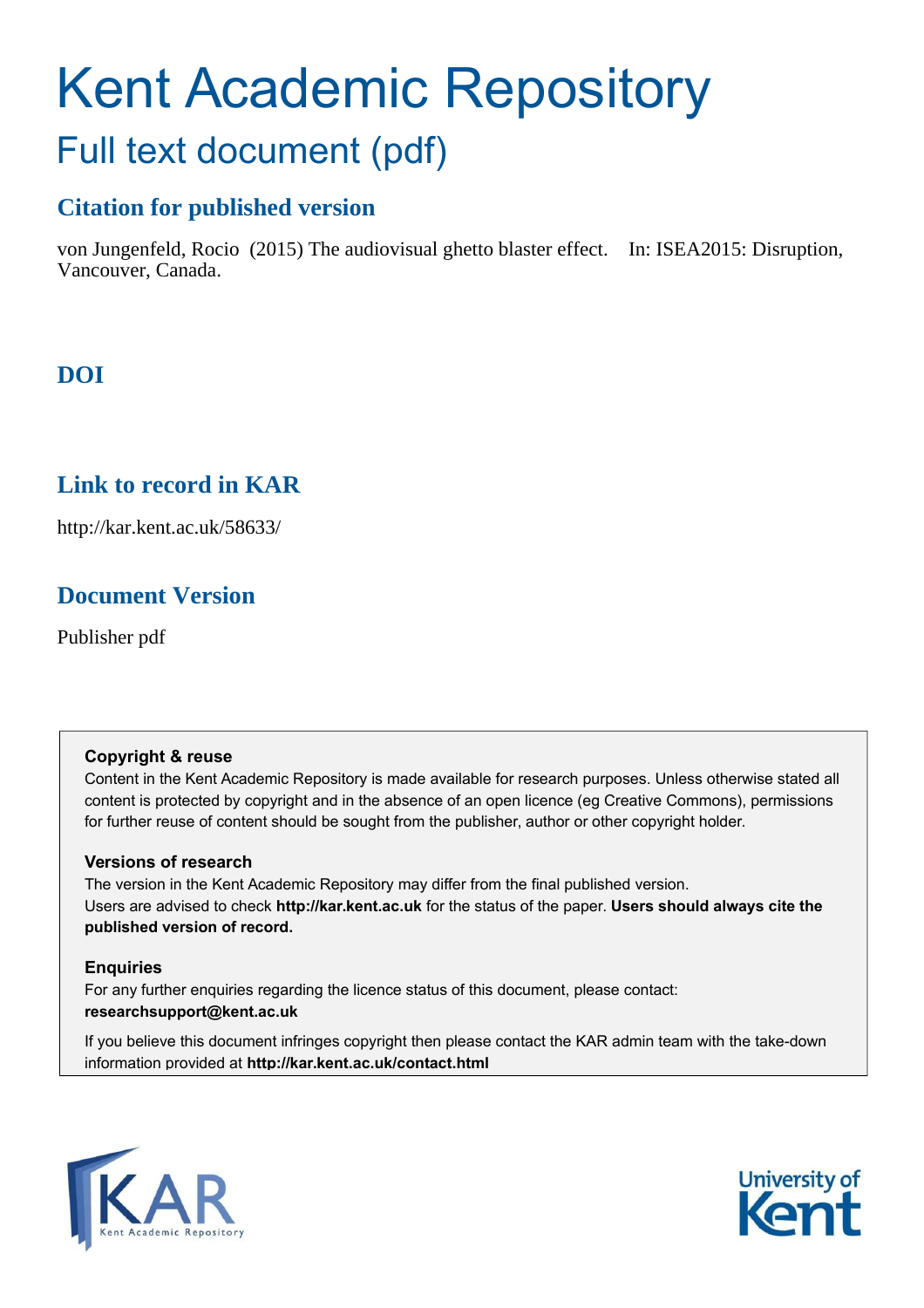# Kent Academic Repository

## Full text document (pdf)

### Citation for published version

von Jungenfeld, Rocio (2015) The audiovisual ghetto blaster effect. In: ISEA2015: Disruption, Vancouver, Canada.

### DOI

### Link to record in KAR

http://kar.kent.ac.uk/58633/

### Document Version

Publisher pdf

**Copyright & reuse**

Content in the Kent Academic Repository is made available for research purposes. Unless otherwise stated all content is protected by copyright and in the absence of an open licence (eg Creative Commons), permissions for further reuse of content should be sought from the publisher, author or other copyright holder.

**Versions of research**

The version in the Kent Academic Repository may differ from the final published version. Users are advised to check **http://kar.kent.ac.uk** for the status of the paper. **Users should always cite the published version of record.**

**Enquiries**

For any further enquiries regarding the licence status of this document, please contact: **researchsupport@kent.ac.uk**

If you believe this document infringes copyright then please contact the KAR admin team with the take-down information provided at **http://kar.kent.ac.uk/contact.html**

KAR Kent Academic Repository

University of Kent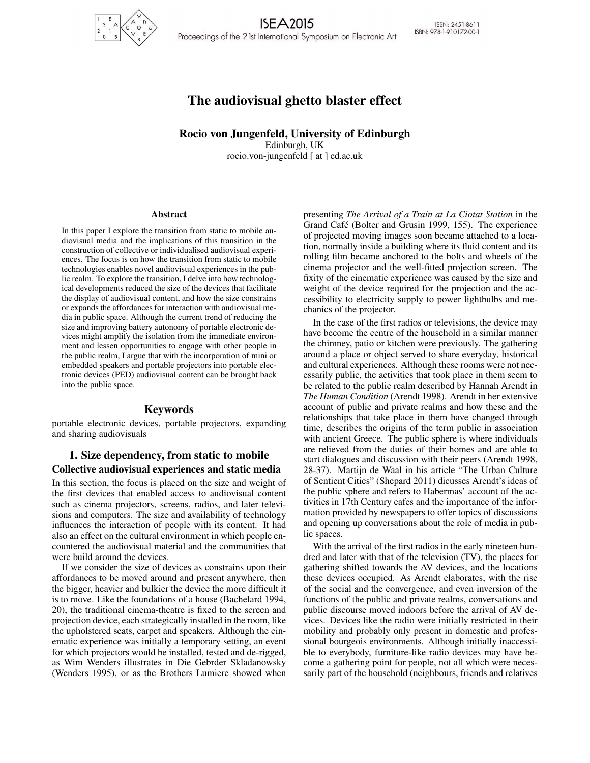# The audiovisual ghetto blaster effect

**Rocio von Jungenfeld, University of Edinburgh**
Edinburgh, UK
rocio.von-jungenfeld [ at ] ed.ac.uk

### Abstract

In this paper I explore the transition from static to mobile audiovisual media and the implications of this transition in the construction of collective or individualised audiovisual experiences. The focus is on how the transition from static to mobile technologies enables novel audiovisual experiences in the public realm. To explore the transition, I delve into how technological developments reduced the size of the devices that facilitate the display of audiovisual content, and how the size constrains or expands the affordances for interaction with audiovisual media in public space. Although the current trend of reducing the size and improving battery autonomy of portable electronic devices might amplify the isolation from the immediate environment and lessen opportunities to engage with other people in the public realm, I argue that with the incorporation of mini or embedded speakers and portable projectors into portable electronic devices (PED) audiovisual content can be brought back into the public space.

## Keywords

portable electronic devices, portable projectors, expanding and sharing audiovisuals

## 1. Size dependency, from static to mobile

### Collective audiovisual experiences and static media

In this section, the focus is placed on the size and weight of the first devices that enabled access to audiovisual content such as cinema projectors, screens, radios, and later televisions and computers. The size and availability of technology influences the interaction of people with its content. It had also an effect on the cultural environment in which people encountered the audiovisual material and the communities that were build around the devices.

If we consider the size of devices as constrains upon their affordances to be moved around and present anywhere, then the bigger, heavier and bulkier the device the more difficult it is to move. Like the foundations of a house (Bachelard 1994, 20), the traditional cinema-theatre is fixed to the screen and projection device, each strategically installed in the room, like the upholstered seats, carpet and speakers. Although the cinematic experience was initially a temporary setting, an event for which projectors would be installed, tested and de-rigged, as Wim Wenders illustrates in Die Gebrder Skladanowsky (Wenders 1995), or as the Brothers Lumiere showed when presenting *The Arrival of a Train at La Ciotat Station* in the Grand Café (Bolter and Grusin 1999, 155). The experience of projected moving images soon became attached to a location, normally inside a building where its fluid content and its rolling film became anchored to the bolts and wheels of the cinema projector and the well-fitted projection screen. The fixity of the cinematic experience was caused by the size and weight of the device required for the projection and the accessibility to electricity supply to power lightbulbs and mechanics of the projector.

In the case of the first radios or televisions, the device may have become the centre of the household in a similar manner the chimney, patio or kitchen were previously. The gathering around a place or object served to share everyday, historical and cultural experiences. Although these rooms were not necessarily public, the activities that took place in them seem to be related to the public realm described by Hannah Arendt in *The Human Condition* (Arendt 1998). Arendt in her extensive account of public and private realms and how these and the relationships that take place in them have changed through time, describes the origins of the term public in association with ancient Greece. The public sphere is where individuals are relieved from the duties of their homes and are able to start dialogues and discussion with their peers (Arendt 1998, 28-37). Martijn de Waal in his article "The Urban Culture of Sentient Cities" (Shepard 2011) dicusses Arendt's ideas of the public sphere and refers to Habermas' account of the activities in 17th Century cafes and the importance of the information provided by newspapers to offer topics of discussions and opening up conversations about the role of media in public spaces.

With the arrival of the first radios in the early nineteen hundred and later with that of the television (TV), the places for gathering shifted towards the AV devices, and the locations these devices occupied. As Arendt elaborates, with the rise of the social and the convergence, and even inversion of the functions of the public and private realms, conversations and public discourse moved indoors before the arrival of AV devices. Devices like the radio were initially restricted in their mobility and probably only present in domestic and professional bourgeois environments. Although initially inaccessible to everybody, furniture-like radio devices may have become a gathering point for people, not all which were necessarily part of the household (neighbours, friends and relatives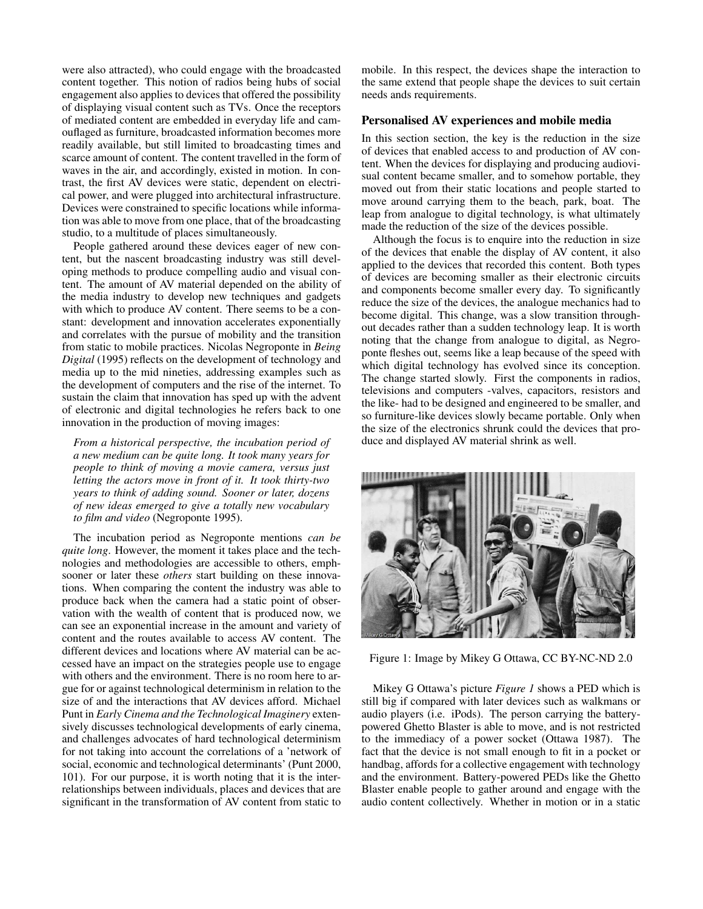were also attracted), who could engage with the broadcasted content together. This notion of radios being hubs of social engagement also applies to devices that offered the possibility of displaying visual content such as TVs. Once the receptors of mediated content are embedded in everyday life and camouflaged as furniture, broadcasted information becomes more readily available, but still limited to broadcasting times and scarce amount of content. The content travelled in the form of waves in the air, and accordingly, existed in motion. In contrast, the first AV devices were static, dependent on electrical power, and were plugged into architectural infrastructure. Devices were constrained to specific locations while information was able to move from one place, that of the broadcasting studio, to a multitude of places simultaneously.

People gathered around these devices eager of new content, but the nascent broadcasting industry was still developing methods to produce compelling audio and visual content. The amount of AV material depended on the ability of the media industry to develop new techniques and gadgets with which to produce AV content. There seems to be a constant: development and innovation accelerates exponentially and correlates with the pursue of mobility and the transition from static to mobile practices. Nicolas Negroponte in *Being Digital* (1995) reflects on the development of technology and media up to the mid nineties, addressing examples such as the development of computers and the rise of the internet. To sustain the claim that innovation has sped up with the advent of electronic and digital technologies he refers back to one innovation in the production of moving images:

> *From a historical perspective, the incubation period of a new medium can be quite long. It took many years for people to think of moving a movie camera, versus just letting the actors move in front of it. It took thirty-two years to think of adding sound. Sooner or later, dozens of new ideas emerged to give a totally new vocabulary to film and video* (Negroponte 1995).

The incubation period as Negroponte mentions *can be quite long*. However, the moment it takes place and the technologies and methodologies are accessible to others, emphsooner or later these *others* start building on these innovations. When comparing the content the industry was able to produce back when the camera had a static point of observation with the wealth of content that is produced now, we can see an exponential increase in the amount and variety of content and the routes available to access AV content. The different devices and locations where AV material can be accessed have an impact on the strategies people use to engage with others and the environment. There is no room here to argue for or against technological determinism in relation to the size of and the interactions that AV devices afford. Michael Punt in *Early Cinema and the Technological Imaginery* extensively discusses technological developments of early cinema, and challenges advocates of hard technological determinism for not taking into account the correlations of a 'network of social, economic and technological determinants' (Punt 2000, 101). For our purpose, it is worth noting that it is the interrelationships between individuals, places and devices that are significant in the transformation of AV content from static to mobile. In this respect, the devices shape the interaction to the same extend that people shape the devices to suit certain needs ands requirements.

### Personalised AV experiences and mobile media

In this section section, the key is the reduction in the size of devices that enabled access to and production of AV content. When the devices for displaying and producing audiovisual content became smaller, and to somehow portable, they moved out from their static locations and people started to move around carrying them to the beach, park, boat. The leap from analogue to digital technology, is what ultimately made the reduction of the size of the devices possible.

Although the focus is to enquire into the reduction in size of the devices that enable the display of AV content, it also applied to the devices that recorded this content. Both types of devices are becoming smaller as their electronic circuits and components become smaller every day. To significantly reduce the size of the devices, the analogue mechanics had to become digital. This change, was a slow transition throughout decades rather than a sudden technology leap. It is worth noting that the change from analogue to digital, as Negroponte fleshes out, seems like a leap because of the speed with which digital technology has evolved since its conception. The change started slowly. First the components in radios, televisions and computers -valves, capacitors, resistors and the like- had to be designed and engineered to be smaller, and so furniture-like devices slowly became portable. Only when the size of the electronics shrunk could the devices that produce and displayed AV material shrink as well.

Figure 1: Image by Mikey G Ottawa, CC BY-NC-ND 2.0

Mikey G Ottawa's picture *Figure 1* shows a PED which is still big if compared with later devices such as walkmans or audio players (i.e. iPods). The person carrying the battery-powered Ghetto Blaster is able to move, and is not restricted to the immediacy of a power socket (Ottawa 1987). The fact that the device is not small enough to fit in a pocket or handbag, affords for a collective engagement with technology and the environment. Battery-powered PEDs like the Ghetto Blaster enable people to gather around and engage with the audio content collectively. Whether in motion or in a static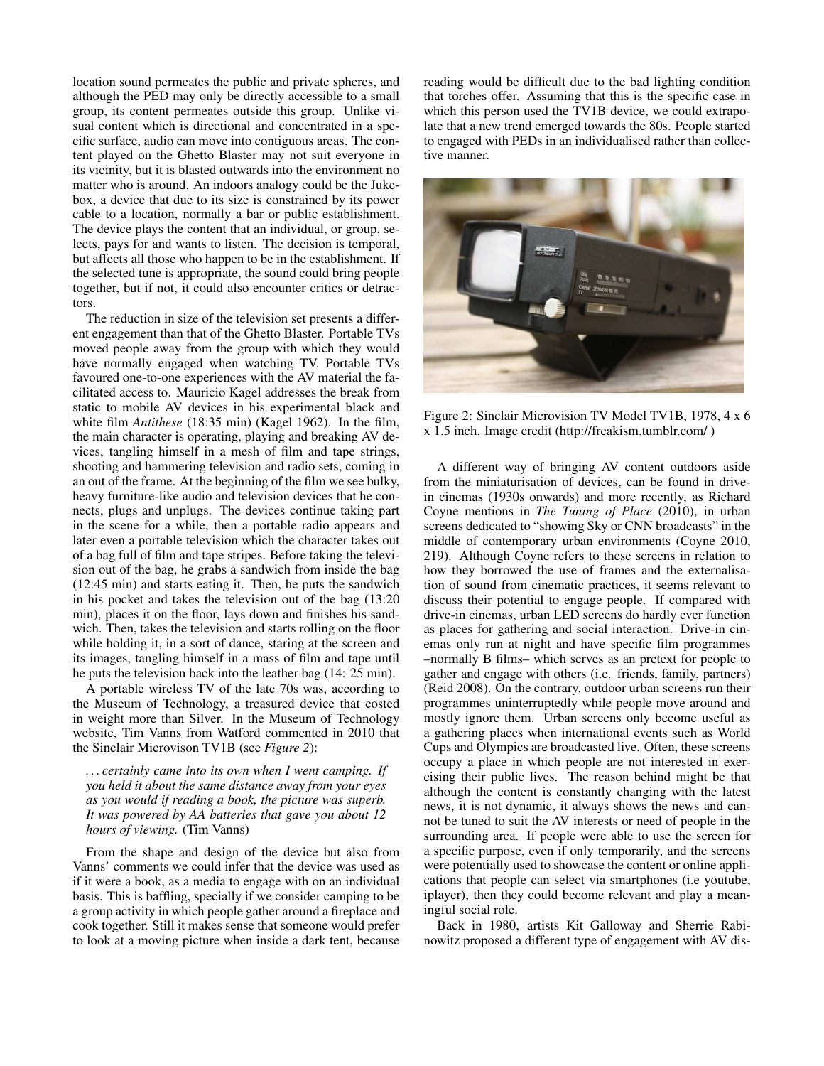location sound permeates the public and private spheres, and although the PED may only be directly accessible to a small group, its content permeates outside this group. Unlike visual content which is directional and concentrated in a specific surface, audio can move into contiguous areas. The content played on the Ghetto Blaster may not suit everyone in its vicinity, but it is blasted outwards into the environment no matter who is around. An indoors analogy could be the Jukebox, a device that due to its size is constrained by its power cable to a location, normally a bar or public establishment. The device plays the content that an individual, or group, selects, pays for and wants to listen. The decision is temporal, but affects all those who happen to be in the establishment. If the selected tune is appropriate, the sound could bring people together, but if not, it could also encounter critics or detractors.

The reduction in size of the television set presents a different engagement than that of the Ghetto Blaster. Portable TVs moved people away from the group with which they would have normally engaged when watching TV. Portable TVs favoured one-to-one experiences with the AV material the facilitated access to. Mauricio Kagel addresses the break from static to mobile AV devices in his experimental black and white film *Antithese* (18:35 min) (Kagel 1962). In the film, the main character is operating, playing and breaking AV devices, tangling himself in a mesh of film and tape strings, shooting and hammering television and radio sets, coming in an out of the frame. At the beginning of the film we see bulky, heavy furniture-like audio and television devices that he connects, plugs and unplugs. The devices continue taking part in the scene for a while, then a portable radio appears and later even a portable television which the character takes out of a bag full of film and tape stripes. Before taking the television out of the bag, he grabs a sandwich from inside the bag (12:45 min) and starts eating it. Then, he puts the sandwich in his pocket and takes the television out of the bag (13:20 min), places it on the floor, lays down and finishes his sandwich. Then, takes the television and starts rolling on the floor while holding it, in a sort of dance, staring at the screen and its images, tangling himself in a mass of film and tape until he puts the television back into the leather bag (14: 25 min).

A portable wireless TV of the late 70s was, according to the Museum of Technology, a treasured device that costed in weight more than Silver. In the Museum of Technology website, Tim Vanns from Watford commented in 2010 that the Sinclair Microvison TV1B (see *Figure 2*):

> *...certainly came into its own when I went camping. If you held it about the same distance away from your eyes as you would if reading a book, the picture was superb. It was powered by AA batteries that gave you about 12 hours of viewing.* (Tim Vanns)

From the shape and design of the device but also from Vanns' comments we could infer that the device was used as if it were a book, as a media to engage with on an individual basis. This is baffling, specially if we consider camping to be a group activity in which people gather around a fireplace and cook together. Still it makes sense that someone would prefer to look at a moving picture when inside a dark tent, because reading would be difficult due to the bad lighting condition that torches offer. Assuming that this is the specific case in which this person used the TV1B device, we could extrapolate that a new trend emerged towards the 80s. People started to engaged with PEDs in an individualised rather than collective manner.

Figure 2: Sinclair Microvision TV Model TV1B, 1978, 4 x 6 x 1.5 inch. Image credit (http://freakism.tumblr.com/ )

A different way of bringing AV content outdoors aside from the miniaturisation of devices, can be found in drive-in cinemas (1930s onwards) and more recently, as Richard Coyne mentions in ***The Tuning of Place*** (2010), in urban screens dedicated to "showing Sky or CNN broadcasts" in the middle of contemporary urban environments (Coyne 2010, 219). Although Coyne refers to these screens in relation to how they borrowed the use of frames and the externalisation of sound from cinematic practices, it seems relevant to discuss their potential to engage people. If compared with drive-in cinemas, urban LED screens do hardly ever function as places for gathering and social interaction. Drive-in cinemas only run at night and have specific film programmes –normally B films– which serves as an pretext for people to gather and engage with others (i.e. friends, family, partners) (Reid 2008). On the contrary, outdoor urban screens run their programmes uninterruptedly while people move around and mostly ignore them. Urban screens only become useful as a gathering places when international events such as World Cups and Olympics are broadcasted live. Often, these screens occupy a place in which people are not interested in exercising their public lives. The reason behind might be that although the content is constantly changing with the latest news, it is not dynamic, it always shows the news and cannot be tuned to suit the AV interests or need of people in the surrounding area. If people were able to use the screen for a specific purpose, even if only temporarily, and the screens were potentially used to showcase the content or online applications that people can select via smartphones (i.e youtube, iplayer), then they could become relevant and play a meaningful social role.

Back in 1980, artists Kit Galloway and Sherrie Rabinowitz proposed a different type of engagement with AV dis-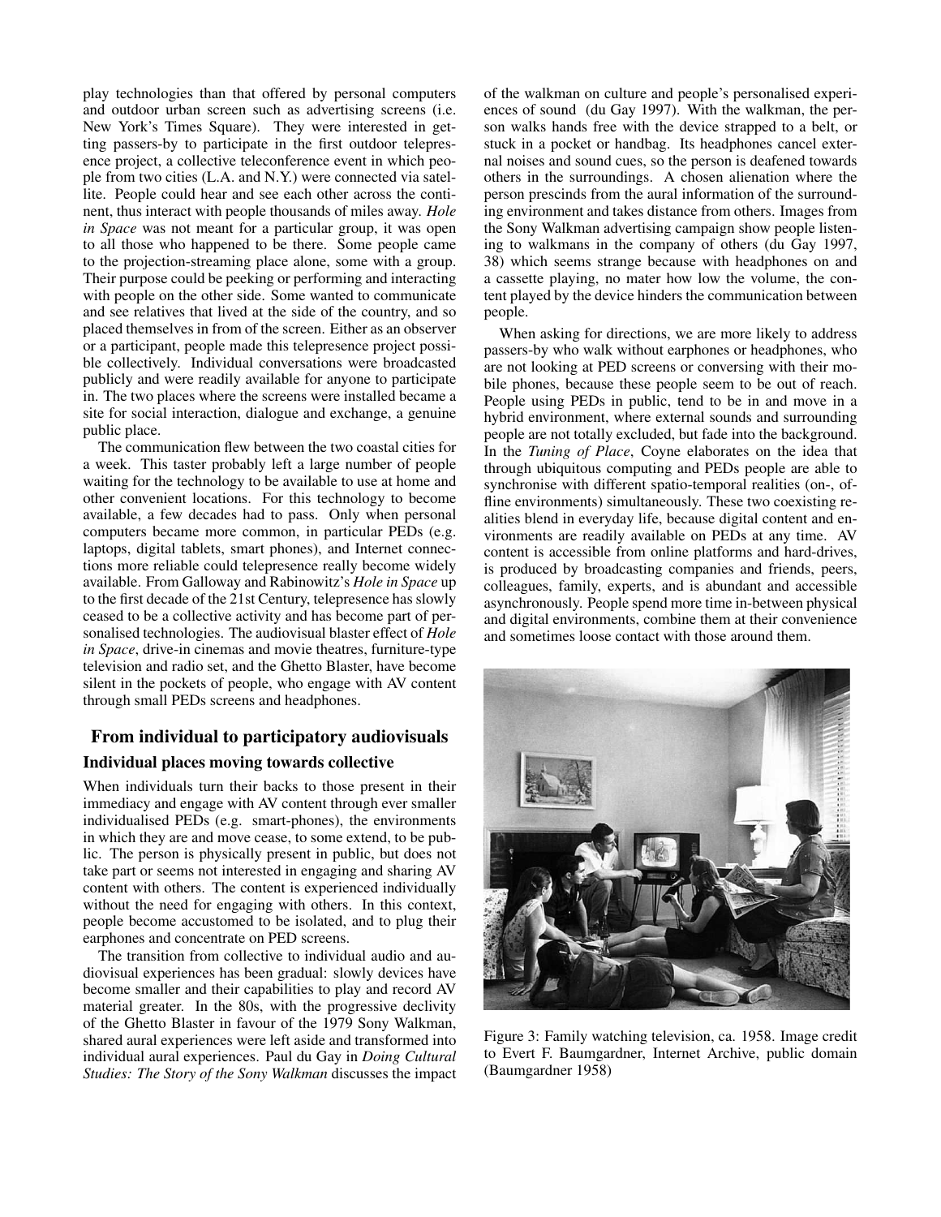play technologies than that offered by personal computers and outdoor urban screen such as advertising screens (i.e. New York's Times Square). They were interested in getting passers-by to participate in the first outdoor telepresence project, a collective teleconference event in which people from two cities (L.A. and N.Y.) were connected via satellite. People could hear and see each other across the continent, thus interact with people thousands of miles away. *Hole in Space* was not meant for a particular group, it was open to all those who happened to be there. Some people came to the projection-streaming place alone, some with a group. Their purpose could be peeking or performing and interacting with people on the other side. Some wanted to communicate and see relatives that lived at the side of the country, and so placed themselves in from of the screen. Either as an observer or a participant, people made this telepresence project possible collectively. Individual conversations were broadcasted publicly and were readily available for anyone to participate in. The two places where the screens were installed became a site for social interaction, dialogue and exchange, a genuine public place.

The communication flew between the two coastal cities for a week. This taster probably left a large number of people waiting for the technology to be available to use at home and other convenient locations. For this technology to become available, a few decades had to pass. Only when personal computers became more common, in particular PEDs (e.g. laptops, digital tablets, smart phones), and Internet connections more reliable could telepresence really become widely available. From Galloway and Rabinowitz's *Hole in Space* up to the first decade of the 21st Century, telepresence has slowly ceased to be a collective activity and has become part of personalised technologies. The audiovisual blaster effect of *Hole in Space*, drive-in cinemas and movie theatres, furniture-type television and radio set, and the Ghetto Blaster, have become silent in the pockets of people, who engage with AV content through small PEDs screens and headphones.

## From individual to participatory audiovisuals

### Individual places moving towards collective

When individuals turn their backs to those present in their immediacy and engage with AV content through ever smaller individualised PEDs (e.g. smart-phones), the environments in which they are and move cease, to some extend, to be public. The person is physically present in public, but does not take part or seems not interested in engaging and sharing AV content with others. The content is experienced individually without the need for engaging with others. In this context, people become accustomed to be isolated, and to plug their earphones and concentrate on PED screens.

The transition from collective to individual audio and audiovisual experiences has been gradual: slowly devices have become smaller and their capabilities to play and record AV material greater. In the 80s, with the progressive declivity of the Ghetto Blaster in favour of the 1979 Sony Walkman, shared aural experiences were left aside and transformed into individual aural experiences. Paul du Gay in *Doing Cultural Studies: The Story of the Sony Walkman* discusses the impact of the walkman on culture and people's personalised experiences of sound (du Gay 1997). With the walkman, the person walks hands free with the device strapped to a belt, or stuck in a pocket or handbag. Its headphones cancel external noises and sound cues, so the person is deafened towards others in the surroundings. A chosen alienation where the person prescinds from the aural information of the surrounding environment and takes distance from others. Images from the Sony Walkman advertising campaign show people listening to walkmans in the company of others (du Gay 1997, 38) which seems strange because with headphones on and a cassette playing, no mater how low the volume, the content played by the device hinders the communication between people.

When asking for directions, we are more likely to address passers-by who walk without earphones or headphones, who are not looking at PED screens or conversing with their mobile phones, because these people seem to be out of reach. People using PEDs in public, tend to be in and move in a hybrid environment, where external sounds and surrounding people are not totally excluded, but fade into the background. In the *Tuning of Place*, Coyne elaborates on the idea that through ubiquitous computing and PEDs people are able to synchronise with different spatio-temporal realities (on-, offline environments) simultaneously. These two coexisting realities blend in everyday life, because digital content and environments are readily available on PEDs at any time. AV content is accessible from online platforms and hard-drives, is produced by broadcasting companies and friends, peers, colleagues, family, experts, and is abundant and accessible asynchronously. People spend more time in-between physical and digital environments, combine them at their convenience and sometimes loose contact with those around them.

Figure 3: Family watching television, ca. 1958. Image credit to Evert F. Baumgardner, Internet Archive, public domain (Baumgardner 1958)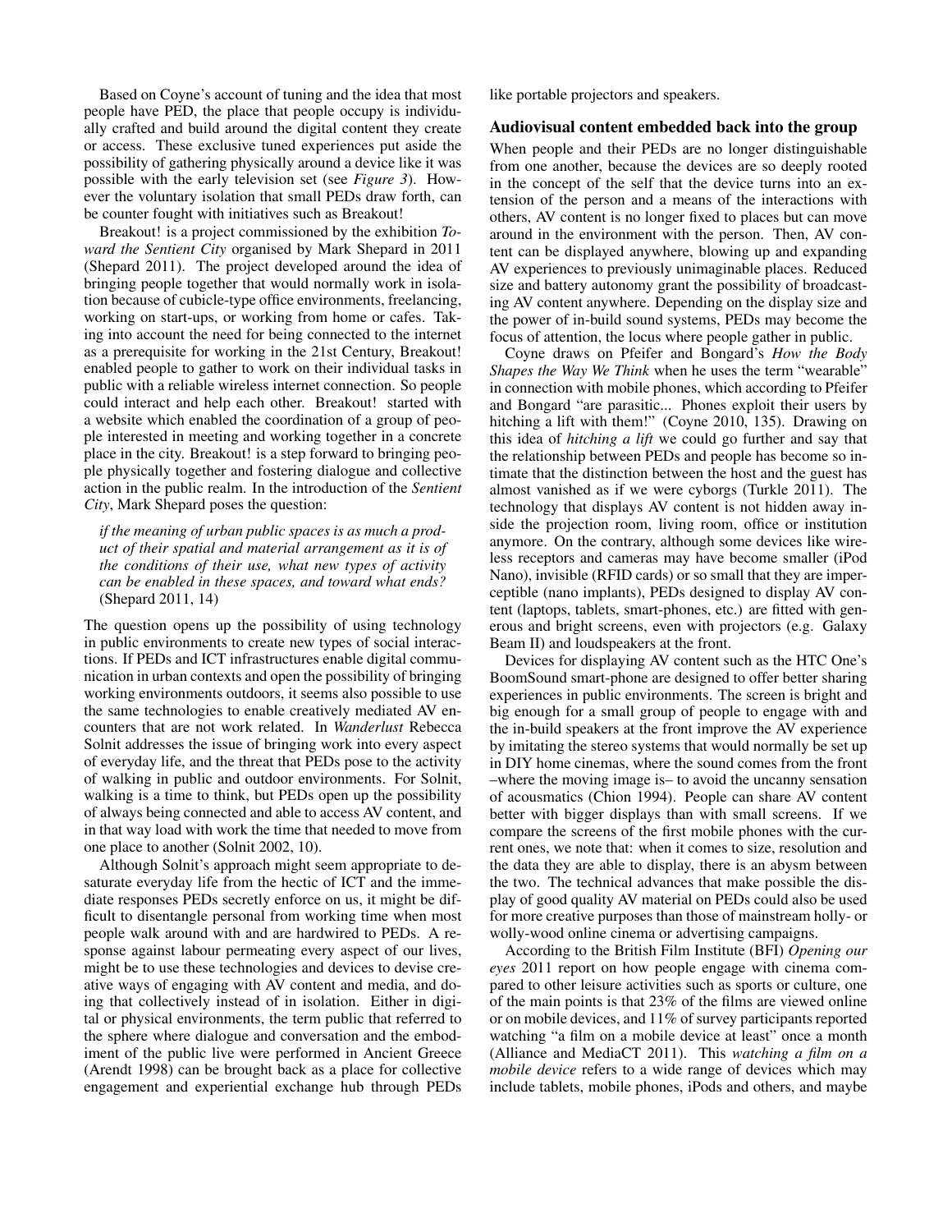Based on Coyne's account of tuning and the idea that most people have PED, the place that people occupy is individually crafted and build around the digital content they create or access. These exclusive tuned experiences put aside the possibility of gathering physically around a device like it was possible with the early television set (see *Figure 3*). However the voluntary isolation that small PEDs draw forth, can be counter fought with initiatives such as Breakout!

Breakout! is a project commissioned by the exhibition *Toward the Sentient City* organised by Mark Shepard in 2011 (Shepard 2011). The project developed around the idea of bringing people together that would normally work in isolation because of cubicle-type office environments, freelancing, working on start-ups, or working from home or cafes. Taking into account the need for being connected to the internet as a prerequisite for working in the 21st Century, Breakout! enabled people to gather to work on their individual tasks in public with a reliable wireless internet connection. So people could interact and help each other. Breakout! started with a website which enabled the coordination of a group of people interested in meeting and working together in a concrete place in the city. Breakout! is a step forward to bringing people physically together and fostering dialogue and collective action in the public realm. In the introduction of the *Sentient City*, Mark Shepard poses the question:

> *if the meaning of urban public spaces is as much a product of their spatial and material arrangement as it is of the conditions of their use, what new types of activity can be enabled in these spaces, and toward what ends?* (Shepard 2011, 14)

The question opens up the possibility of using technology in public environments to create new types of social interactions. If PEDs and ICT infrastructures enable digital communication in urban contexts and open the possibility of bringing working environments outdoors, it seems also possible to use the same technologies to enable creatively mediated AV encounters that are not work related. In *Wanderlust* Rebecca Solnit addresses the issue of bringing work into every aspect of everyday life, and the threat that PEDs pose to the activity of walking in public and outdoor environments. For Solnit, walking is a time to think, but PEDs open up the possibility of always being connected and able to access AV content, and in that way load with work the time that needed to move from one place to another (Solnit 2002, 10).

Although Solnit's approach might seem appropriate to desaturate everyday life from the hectic of ICT and the immediate responses PEDs secretly enforce on us, it might be difficult to disentangle personal from working time when most people walk around with and are hardwired to PEDs. A response against labour permeating every aspect of our lives, might be to use these technologies and devices to devise creative ways of engaging with AV content and media, and doing that collectively instead of in isolation. Either in digital or physical environments, the term public that referred to the sphere where dialogue and conversation and the embodiment of the public live were performed in Ancient Greece (Arendt 1998) can be brought back as a place for collective engagement and experiential exchange hub through PEDs like portable projectors and speakers.

## Audiovisual content embedded back into the group

When people and their PEDs are no longer distinguishable from one another, because the devices are so deeply rooted in the concept of the self that the device turns into an extension of the person and a means of the interactions with others, AV content is no longer fixed to places but can move around in the environment with the person. Then, AV content can be displayed anywhere, blowing up and expanding AV experiences to previously unimaginable places. Reduced size and battery autonomy grant the possibility of broadcasting AV content anywhere. Depending on the display size and the power of in-build sound systems, PEDs may become the focus of attention, the locus where people gather in public.

Coyne draws on Pfeifer and Bongard's *How the Body Shapes the Way We Think* when he uses the term "wearable" in connection with mobile phones, which according to Pfeifer and Bongard "are parasitic... Phones exploit their users by hitching a lift with them!" (Coyne 2010, 135). Drawing on this idea of *hitching a lift* we could go further and say that the relationship between PEDs and people has become so intimate that the distinction between the host and the guest has almost vanished as if we were cyborgs (Turkle 2011). The technology that displays AV content is not hidden away inside the projection room, living room, office or institution anymore. On the contrary, although some devices like wireless receptors and cameras may have become smaller (iPod Nano), invisible (RFID cards) or so small that they are imperceptible (nano implants), PEDs designed to display AV content (laptops, tablets, smart-phones, etc.) are fitted with generous and bright screens, even with projectors (e.g. Galaxy Beam II) and loudspeakers at the front.

Devices for displaying AV content such as the HTC One's BoomSound smart-phone are designed to offer better sharing experiences in public environments. The screen is bright and big enough for a small group of people to engage with and the in-build speakers at the front improve the AV experience by imitating the stereo systems that would normally be set up in DIY home cinemas, where the sound comes from the front –where the moving image is– to avoid the uncanny sensation of acousmatics (Chion 1994). People can share AV content better with bigger displays than with small screens. If we compare the screens of the first mobile phones with the current ones, we note that: when it comes to size, resolution and the data they are able to display, there is an abysm between the two. The technical advances that make possible the display of good quality AV material on PEDs could also be used for more creative purposes than those of mainstream holly- or wolly-wood online cinema or advertising campaigns.

According to the British Film Institute (BFI) *Opening our eyes* 2011 report on how people engage with cinema compared to other leisure activities such as sports or culture, one of the main points is that 23% of the films are viewed online or on mobile devices, and 11% of survey participants reported watching "a film on a mobile device at least" once a month (Alliance and MediaCT 2011). This *watching a film on a mobile device* refers to a wide range of devices which may include tablets, mobile phones, iPods and others, and maybe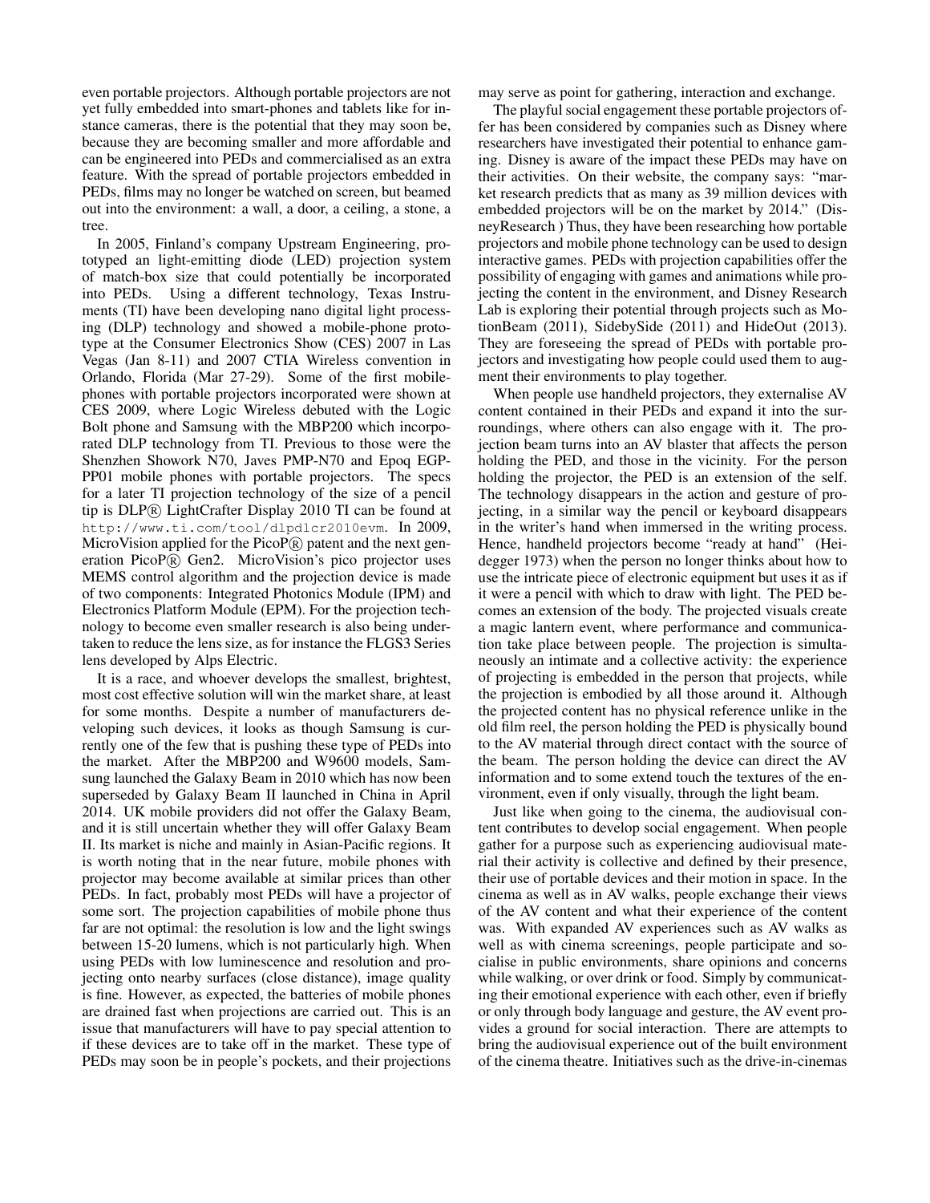even portable projectors. Although portable projectors are not yet fully embedded into smart-phones and tablets like for instance cameras, there is the potential that they may soon be, because they are becoming smaller and more affordable and can be engineered into PEDs and commercialised as an extra feature. With the spread of portable projectors embedded in PEDs, films may no longer be watched on screen, but beamed out into the environment: a wall, a door, a ceiling, a stone, a tree.

In 2005, Finland's company Upstream Engineering, prototyped an light-emitting diode (LED) projection system of match-box size that could potentially be incorporated into PEDs. Using a different technology, Texas Instruments (TI) have been developing nano digital light processing (DLP) technology and showed a mobile-phone prototype at the Consumer Electronics Show (CES) 2007 in Las Vegas (Jan 8-11) and 2007 CTIA Wireless convention in Orlando, Florida (Mar 27-29). Some of the first mobile-phones with portable projectors incorporated were shown at CES 2009, where Logic Wireless debuted with the Logic Bolt phone and Samsung with the MBP200 which incorporated DLP technology from TI. Previous to those were the Shenzhen Showork N70, Javes PMP-N70 and Epoq EGP-PP01 mobile phones with portable projectors. The specs for a later TI projection technology of the size of a pencil tip is DLP® LightCrafter Display 2010 TI can be found at `http://www.ti.com/tool/dlpdlcr2010evm`. In 2009, MicroVision applied for the PicoP® patent and the next generation PicoP® Gen2. MicroVision's pico projector uses MEMS control algorithm and the projection device is made of two components: Integrated Photonics Module (IPM) and Electronics Platform Module (EPM). For the projection technology to become even smaller research is also being undertaken to reduce the lens size, as for instance the FLGS3 Series lens developed by Alps Electric.

It is a race, and whoever develops the smallest, brightest, most cost effective solution will win the market share, at least for some months. Despite a number of manufacturers developing such devices, it looks as though Samsung is currently one of the few that is pushing these type of PEDs into the market. After the MBP200 and W9600 models, Samsung launched the Galaxy Beam in 2010 which has now been superseded by Galaxy Beam II launched in China in April 2014. UK mobile providers did not offer the Galaxy Beam, and it is still uncertain whether they will offer Galaxy Beam II. Its market is niche and mainly in Asian-Pacific regions. It is worth noting that in the near future, mobile phones with projector may become available at similar prices than other PEDs. In fact, probably most PEDs will have a projector of some sort. The projection capabilities of mobile phone thus far are not optimal: the resolution is low and the light swings between 15-20 lumens, which is not particularly high. When using PEDs with low luminescence and resolution and projecting onto nearby surfaces (close distance), image quality is fine. However, as expected, the batteries of mobile phones are drained fast when projections are carried out. This is an issue that manufacturers will have to pay special attention to if these devices are to take off in the market. These type of PEDs may soon be in people's pockets, and their projections may serve as point for gathering, interaction and exchange.

The playful social engagement these portable projectors offer has been considered by companies such as Disney where researchers have investigated their potential to enhance gaming. Disney is aware of the impact these PEDs may have on their activities. On their website, the company says: "market research predicts that as many as 39 million devices with embedded projectors will be on the market by 2014." (DisneyResearch ) Thus, they have been researching how portable projectors and mobile phone technology can be used to design interactive games. PEDs with projection capabilities offer the possibility of engaging with games and animations while projecting the content in the environment, and Disney Research Lab is exploring their potential through projects such as MotionBeam (2011), SidebySide (2011) and HideOut (2013). They are foreseeing the spread of PEDs with portable projectors and investigating how people could used them to augment their environments to play together.

When people use handheld projectors, they externalise AV content contained in their PEDs and expand it into the surroundings, where others can also engage with it. The projection beam turns into an AV blaster that affects the person holding the PED, and those in the vicinity. For the person holding the projector, the PED is an extension of the self. The technology disappears in the action and gesture of projecting, in a similar way the pencil or keyboard disappears in the writer's hand when immersed in the writing process. Hence, handheld projectors become "ready at hand" (Heidegger 1973) when the person no longer thinks about how to use the intricate piece of electronic equipment but uses it as if it were a pencil with which to draw with light. The PED becomes an extension of the body. The projected visuals create a magic lantern event, where performance and communication take place between people. The projection is simultaneously an intimate and a collective activity: the experience of projecting is embedded in the person that projects, while the projection is embodied by all those around it. Although the projected content has no physical reference unlike in the old film reel, the person holding the PED is physically bound to the AV material through direct contact with the source of the beam. The person holding the device can direct the AV information and to some extend touch the textures of the environment, even if only visually, through the light beam.

Just like when going to the cinema, the audiovisual content contributes to develop social engagement. When people gather for a purpose such as experiencing audiovisual material their activity is collective and defined by their presence, their use of portable devices and their motion in space. In the cinema as well as in AV walks, people exchange their views of the AV content and what their experience of the content was. With expanded AV experiences such as AV walks as well as with cinema screenings, people participate and socialise in public environments, share opinions and concerns while walking, or over drink or food. Simply by communicating their emotional experience with each other, even if briefly or only through body language and gesture, the AV event provides a ground for social interaction. There are attempts to bring the audiovisual experience out of the built environment of the cinema theatre. Initiatives such as the drive-in-cinemas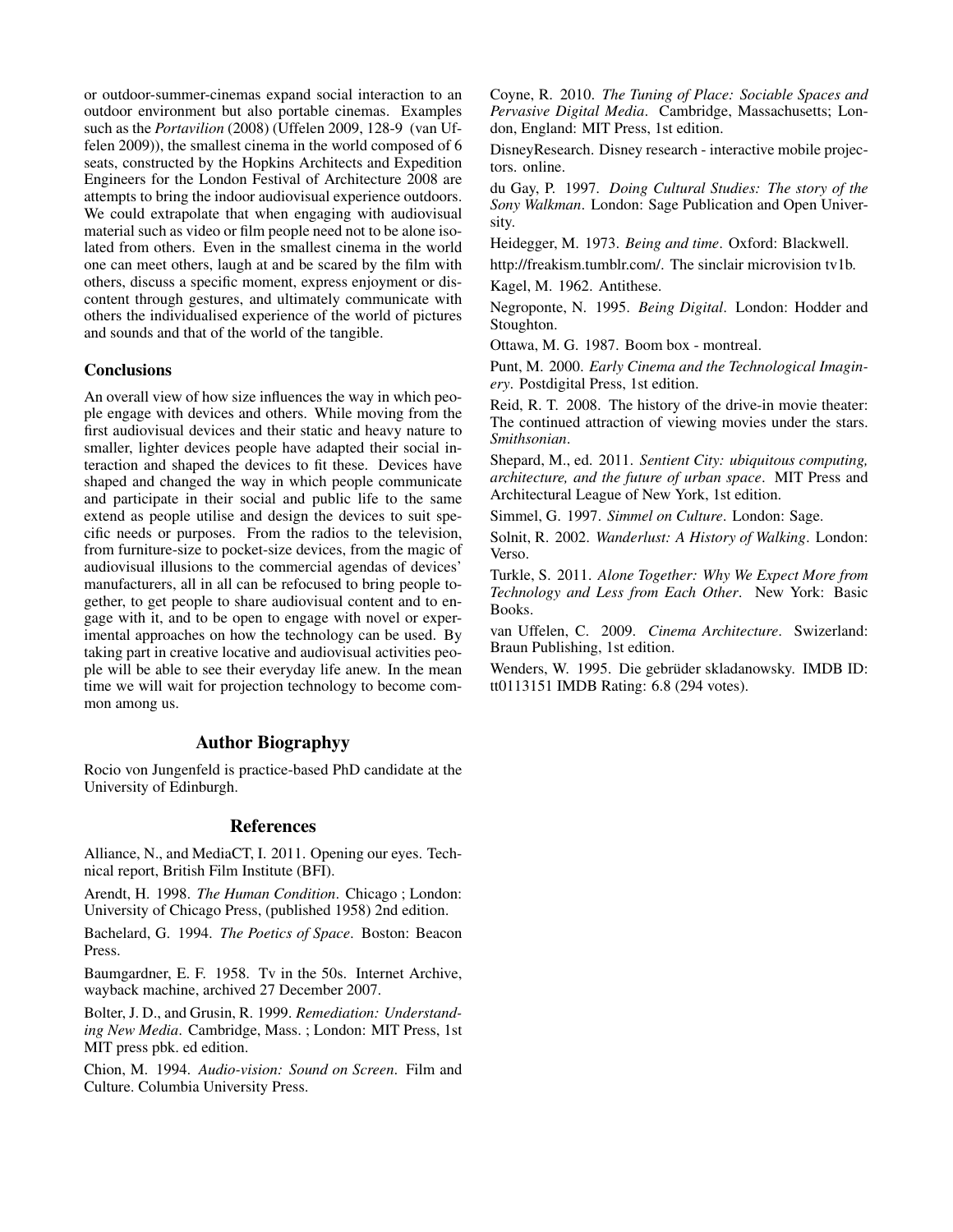or outdoor-summer-cinemas expand social interaction to an outdoor environment but also portable cinemas. Examples such as the *Portavilion* (2008) (Uffelen 2009, 128-9 (van Uffelen 2009)), the smallest cinema in the world composed of 6 seats, constructed by the Hopkins Architects and Expedition Engineers for the London Festival of Architecture 2008 are attempts to bring the indoor audiovisual experience outdoors. We could extrapolate that when engaging with audiovisual material such as video or film people need not to be alone isolated from others. Even in the smallest cinema in the world one can meet others, laugh at and be scared by the film with others, discuss a specific moment, express enjoyment or discontent through gestures, and ultimately communicate with others the individualised experience of the world of pictures and sounds and that of the world of the tangible.

### Conclusions

An overall view of how size influences the way in which people engage with devices and others. While moving from the first audiovisual devices and their static and heavy nature to smaller, lighter devices people have adapted their social interaction and shaped the devices to fit these. Devices have shaped and changed the way in which people communicate and participate in their social and public life to the same extend as people utilise and design the devices to suit specific needs or purposes. From the radios to the television, from furniture-size to pocket-size devices, from the magic of audiovisual illusions to the commercial agendas of devices' manufacturers, all in all can be refocused to bring people together, to get people to share audiovisual content and to engage with it, and to be open to engage with novel or experimental approaches on how the technology can be used. By taking part in creative locative and audiovisual activities people will be able to see their everyday life anew. In the mean time we will wait for projection technology to become common among us.

## Author Biographyy

Rocio von Jungenfeld is practice-based PhD candidate at the University of Edinburgh.

## References

Alliance, N., and MediaCT, I. 2011. Opening our eyes. Technical report, British Film Institute (BFI).

Arendt, H. 1998. *The Human Condition*. Chicago ; London: University of Chicago Press, (published 1958) 2nd edition.

Bachelard, G. 1994. *The Poetics of Space*. Boston: Beacon Press.

Baumgardner, E. F. 1958. Tv in the 50s. Internet Archive, wayback machine, archived 27 December 2007.

Bolter, J. D., and Grusin, R. 1999. *Remediation: Understanding New Media*. Cambridge, Mass. ; London: MIT Press, 1st MIT press pbk. ed edition.

Chion, M. 1994. *Audio-vision: Sound on Screen*. Film and Culture. Columbia University Press.

Coyne, R. 2010. *The Tuning of Place: Sociable Spaces and Pervasive Digital Media*. Cambridge, Massachusetts; London, England: MIT Press, 1st edition.

DisneyResearch. Disney research - interactive mobile projectors. online.

du Gay, P. 1997. *Doing Cultural Studies: The story of the Sony Walkman*. London: Sage Publication and Open University.

Heidegger, M. 1973. *Being and time*. Oxford: Blackwell.

http://freakism.tumblr.com/. The sinclair microvision tv1b.

Kagel, M. 1962. Antithese.

Negroponte, N. 1995. *Being Digital*. London: Hodder and Stoughton.

Ottawa, M. G. 1987. Boom box - montreal.

Punt, M. 2000. *Early Cinema and the Technological Imaginery*. Postdigital Press, 1st edition.

Reid, R. T. 2008. The history of the drive-in movie theater: The continued attraction of viewing movies under the stars. *Smithsonian*.

Shepard, M., ed. 2011. *Sentient City: ubiquitous computing, architecture, and the future of urban space*. MIT Press and Architectural League of New York, 1st edition.

Simmel, G. 1997. *Simmel on Culture*. London: Sage.

Solnit, R. 2002. *Wanderlust: A History of Walking*. London: Verso.

Turkle, S. 2011. *Alone Together: Why We Expect More from Technology and Less from Each Other*. New York: Basic Books.

van Uffelen, C. 2009. *Cinema Architecture*. Swizerland: Braun Publishing, 1st edition.

Wenders, W. 1995. Die gebrüder skladanowsky. IMDB ID: tt0113151 IMDB Rating: 6.8 (294 votes).